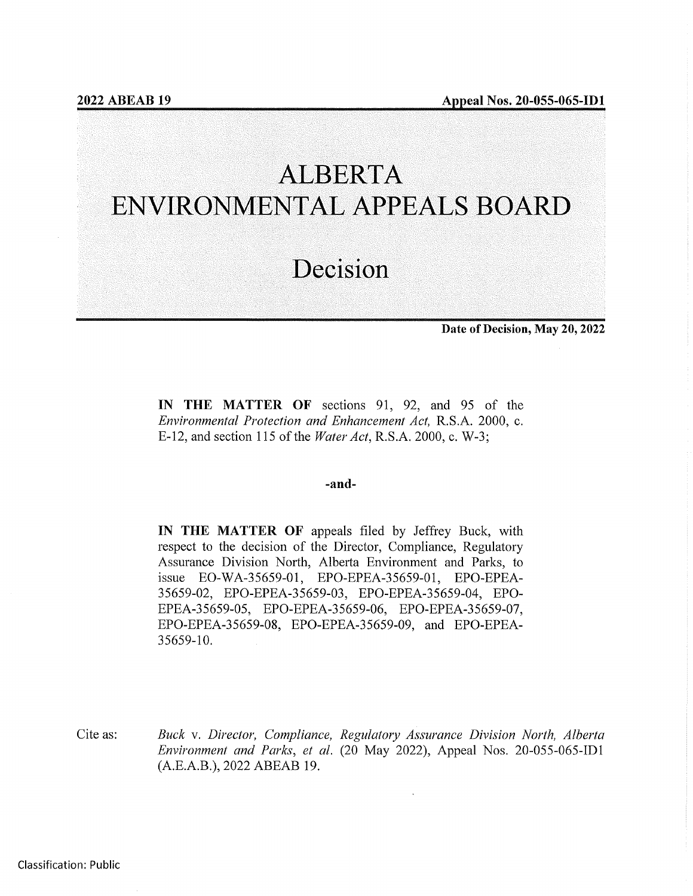**2022 ABEAB 19** **Appeal Nos. 20-055-065-ID1**

# ALBERTA ENVIRONMENTAL APPEALS BOARD

# Decision

**Date of Decision, May 20, 2022**

**IN THE MATTER OF** sections 91, 92, and 95 of the *Environmental Protection and Enhancement Act,* R.S.A. 2000, c. E-12, and section 115 of the *Water Act*, R.S.A. 2000, c. W-3;

**-and-**

**IN THE MATTER OF** appeals filed by Jeffrey Buck, with respect to the decision of the Director, Compliance, Regulatory Assurance Division North, Alberta Environment and Parks, to issue EO-WA-35659-01, EPO-EPEA-35659-01, EPO-EPEA-35659-02, EPO-EPEA-35659-03, EPO-EPEA-35659-04, EPO-EPEA-35659-05, EPO-EPEA-35659-06, EPO-EPEA-35659-07, EPO-EPEA-35659-08, EPO-EPEA-35659-09, and EPO-EPEA-35659-10.

Cite as: *Buck* v. *Director, Compliance, Regulatory Assurance Division North, Alberta Environment and Parks, et al.* (20 May 2022), Appeal Nos. 20-055-065-ID1 (A.E.A.B.), 2022 ABEAB 19.

Classification: Public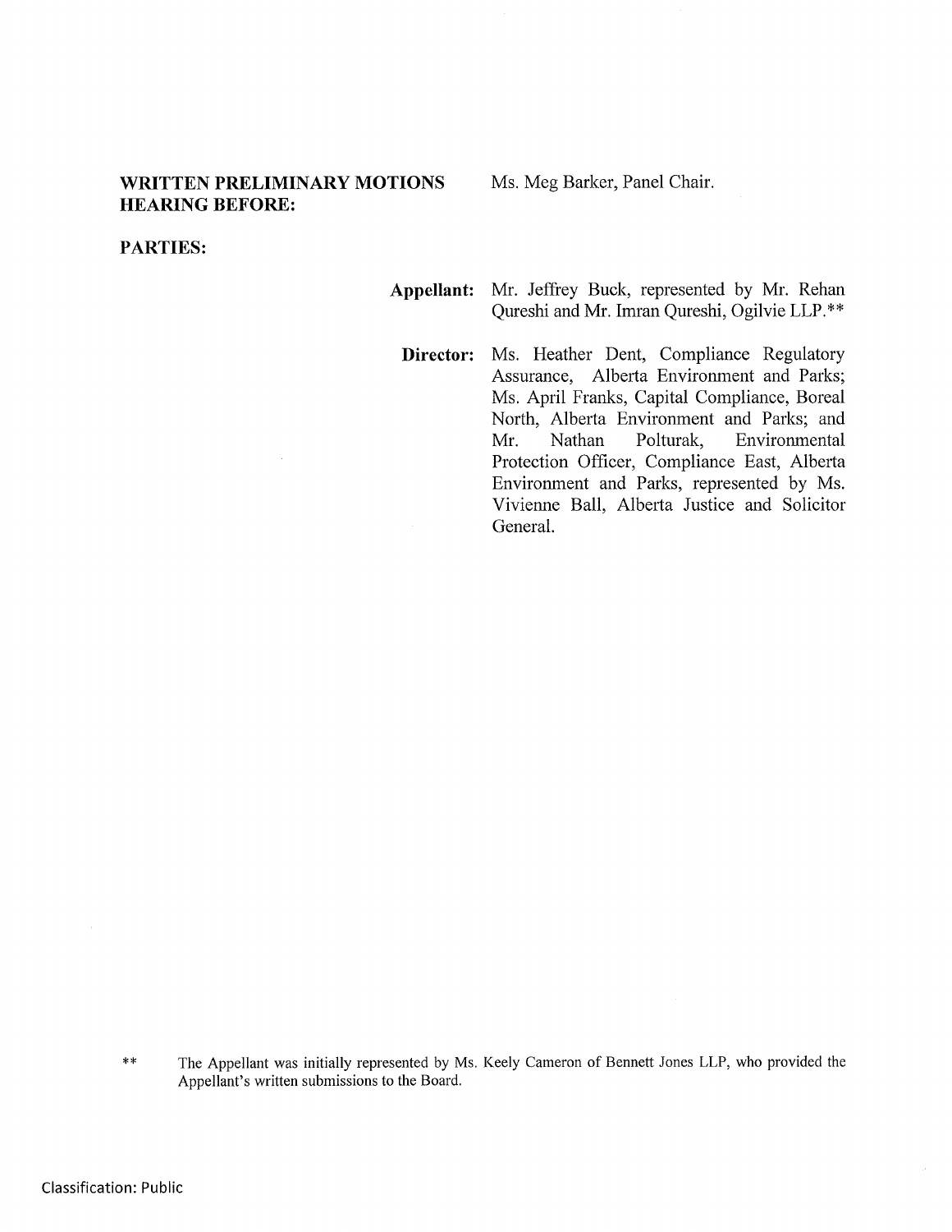**WRITTEN PRELIMINARY MOTIONS HEARING BEFORE:** Ms. Meg Barker, Panel Chair.

**PARTIES:**

**Appellant:** Mr. Jeffrey Buck, represented by Mr. Rehan Qureshi and Mr. Imran Qureshi, Ogilvie LLP.**

**Director:** Ms. Heather Dent, Compliance Regulatory Assurance, Alberta Environment and Parks; Ms. April Franks, Capital Compliance, Boreal North, Alberta Environment and Parks; and Mr. Nathan Polturak, Environmental Protection Officer, Compliance East, Alberta Environment and Parks, represented by Ms. Vivienne Ball, Alberta Justice and Solicitor General.

** The Appellant was initially represented by Ms. Keely Cameron of Bennett Jones LLP, who provided the Appellant's written submissions to the Board.

Classification: Public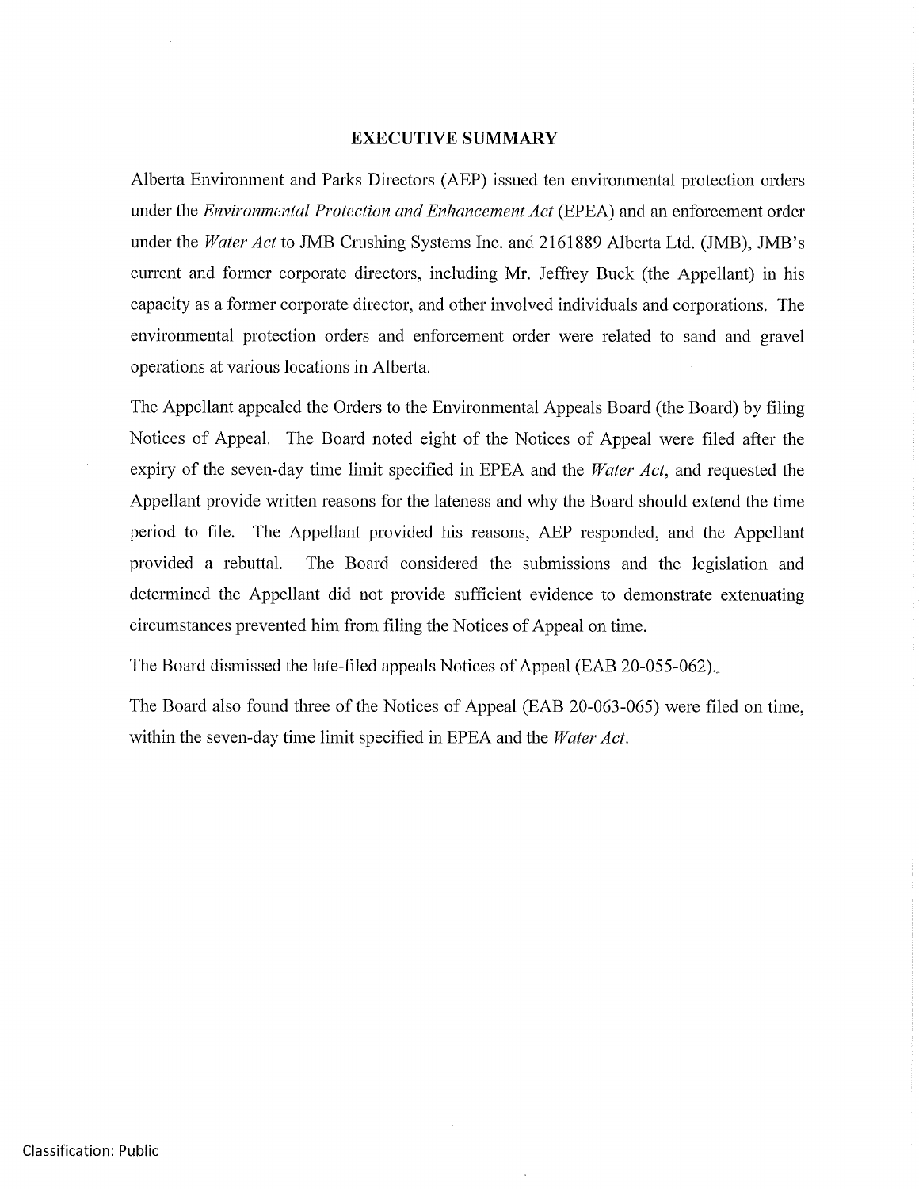## EXECUTIVE SUMMARY

Alberta Environment and Parks Directors (AEP) issued ten environmental protection orders under the *Environmental Protection and Enhancement Act* (EPEA) and an enforcement order under the *Water Act* to JMB Crushing Systems Inc. and 2161889 Alberta Ltd. (JMB), JMB's current and former corporate directors, including Mr. Jeffrey Buck (the Appellant) in his capacity as a former corporate director, and other involved individuals and corporations. The environmental protection orders and enforcement order were related to sand and gravel operations at various locations in Alberta.

The Appellant appealed the Orders to the Environmental Appeals Board (the Board) by filing Notices of Appeal. The Board noted eight of the Notices of Appeal were filed after the expiry of the seven-day time limit specified in EPEA and the *Water Act*, and requested the Appellant provide written reasons for the lateness and why the Board should extend the time period to file. The Appellant provided his reasons, AEP responded, and the Appellant provided a rebuttal. The Board considered the submissions and the legislation and determined the Appellant did not provide sufficient evidence to demonstrate extenuating circumstances prevented him from filing the Notices of Appeal on time.

The Board dismissed the late-filed appeals Notices of Appeal (EAB 20-055-062).

The Board also found three of the Notices of Appeal (EAB 20-063-065) were filed on time, within the seven-day time limit specified in EPEA and the *Water Act*.

Classification: Public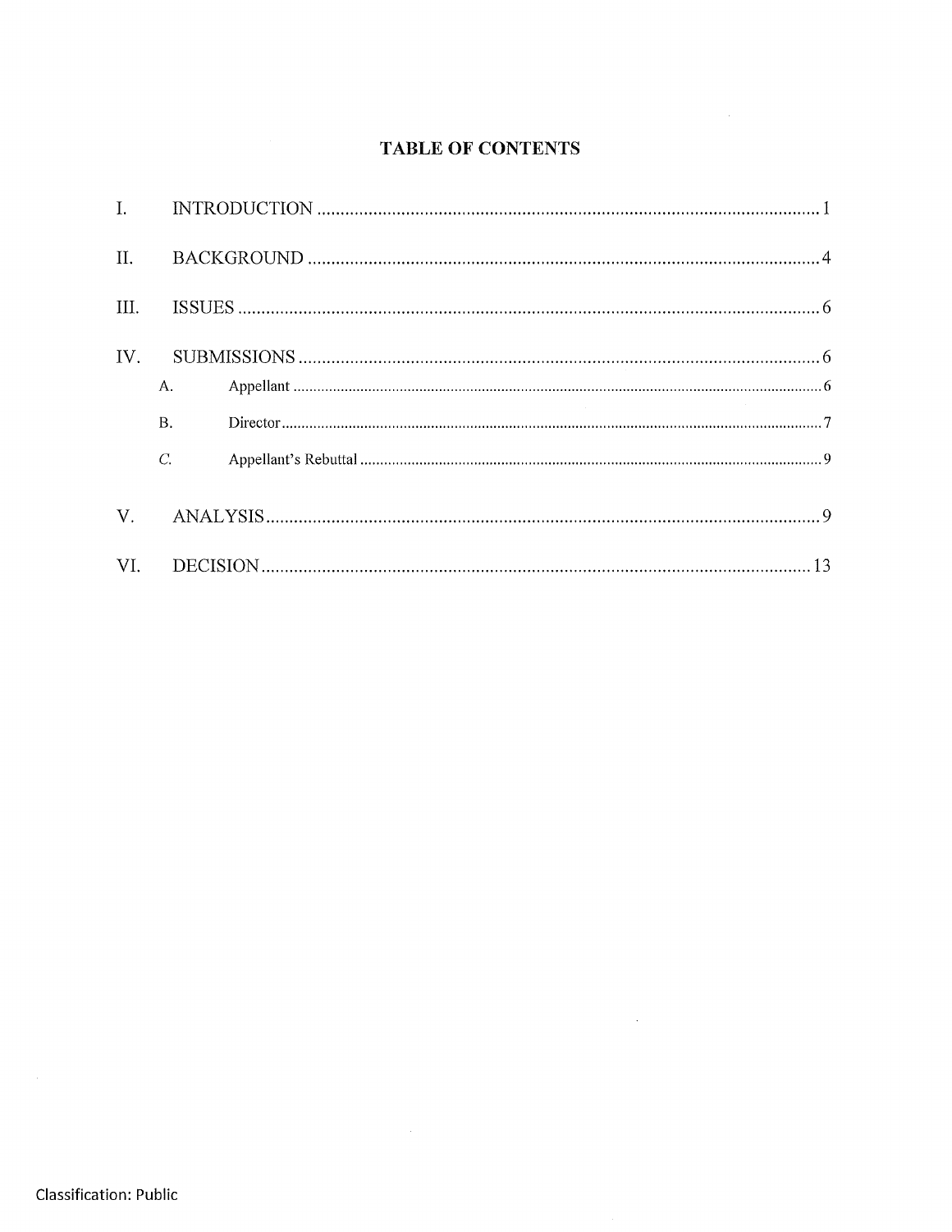# TABLE OF CONTENTS

| | | |
|---|---|---|
| I. | INTRODUCTION | 1 |
| II. | BACKGROUND | 4 |
| III. | ISSUES | 6 |
| IV. | SUBMISSIONS | 6 |
| | A. Appellant | 6 |
| | B. Director | 7 |
| | C. Appellant's Rebuttal | 9 |
| V. | ANALYSIS | 9 |
| VI. | DECISION | 13 |

Classification: Public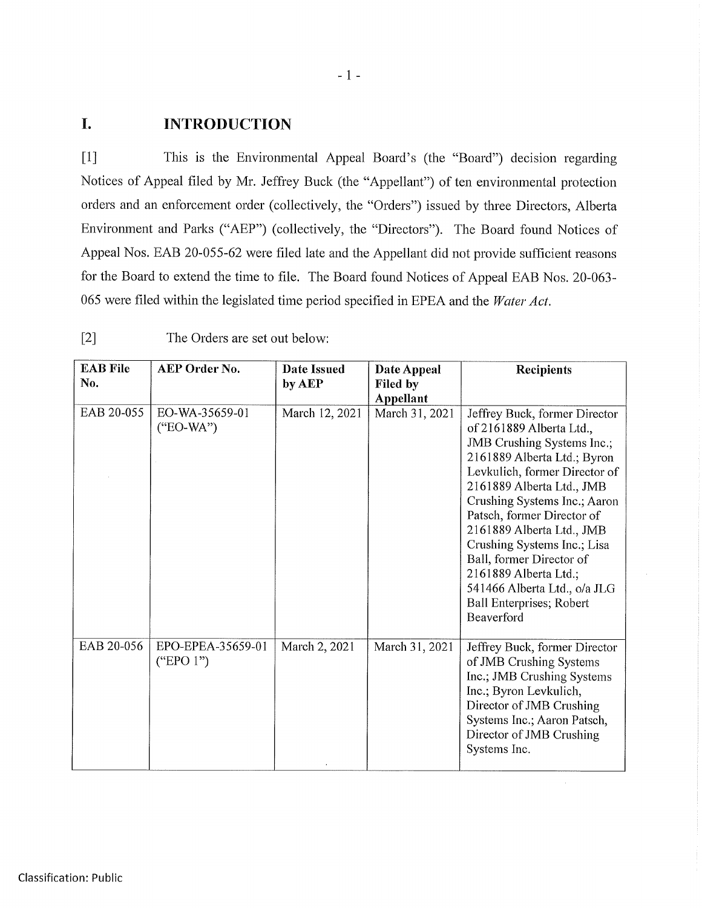## I. INTRODUCTION

[1] This is the Environmental Appeal Board's (the "Board") decision regarding Notices of Appeal filed by Mr. Jeffrey Buck (the "Appellant") of ten environmental protection orders and an enforcement order (collectively, the "Orders") issued by three Directors, Alberta Environment and Parks ("AEP") (collectively, the "Directors"). The Board found Notices of Appeal Nos. EAB 20-055-62 were filed late and the Appellant did not provide sufficient reasons for the Board to extend the time to file. The Board found Notices of Appeal EAB Nos. 20-063-065 were filed within the legislated time period specified in EPEA and the *Water Act*.

[2] The Orders are set out below:

| EAB File No. | AEP Order No. | Date Issued by AEP | Date Appeal Filed by Appellant | Recipients |
|---|---|---|---|---|
| EAB 20-055 | EO-WA-35659-01 ("EO-WA") | March 12, 2021 | March 31, 2021 | Jeffrey Buck, former Director of 2161889 Alberta Ltd., JMB Crushing Systems Inc.; 2161889 Alberta Ltd.; Byron Levkulich, former Director of 2161889 Alberta Ltd., JMB Crushing Systems Inc.; Aaron Patsch, former Director of 2161889 Alberta Ltd., JMB Crushing Systems Inc.; Lisa Ball, former Director of 2161889 Alberta Ltd.; 541466 Alberta Ltd., o/a JLG Ball Enterprises; Robert Beaverford |
| EAB 20-056 | EPO-EPEA-35659-01 ("EPO 1") | March 2, 2021 | March 31, 2021 | Jeffrey Buck, former Director of JMB Crushing Systems Inc.; JMB Crushing Systems Inc.; Byron Levkulich, Director of JMB Crushing Systems Inc.; Aaron Patsch, Director of JMB Crushing Systems Inc. |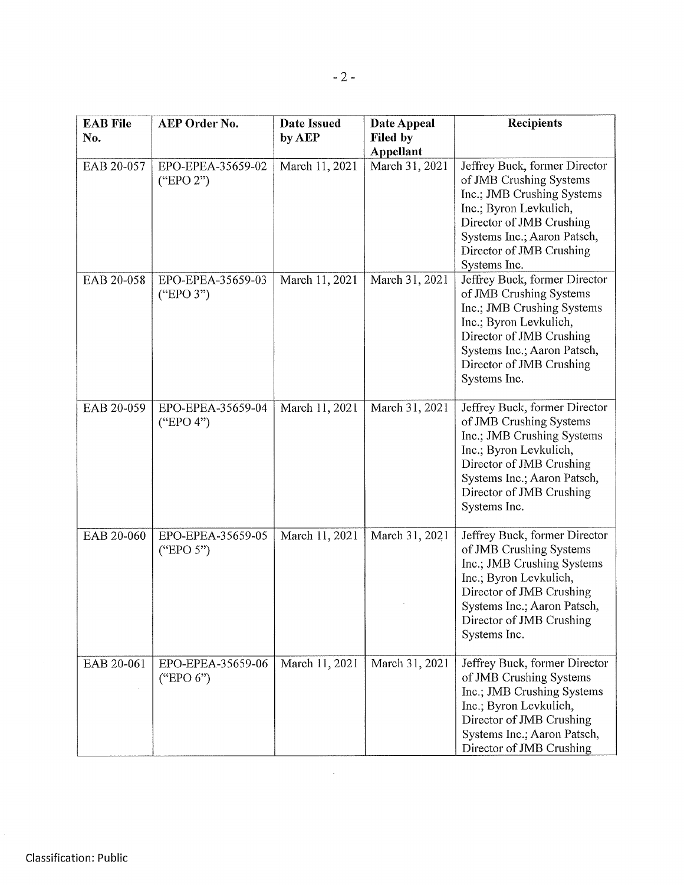| EAB File No. | AEP Order No. | Date Issued by AEP | Date Appeal Filed by Appellant | Recipients |
|---|---|---|---|---|
| EAB 20-057 | EPO-EPEA-35659-02 ("EPO 2") | March 11, 2021 | March 31, 2021 | Jeffrey Buck, former Director of JMB Crushing Systems Inc.; JMB Crushing Systems Inc.; Byron Levkulich, Director of JMB Crushing Systems Inc.; Aaron Patsch, Director of JMB Crushing Systems Inc. |
| EAB 20-058 | EPO-EPEA-35659-03 ("EPO 3") | March 11, 2021 | March 31, 2021 | Jeffrey Buck, former Director of JMB Crushing Systems Inc.; JMB Crushing Systems Inc.; Byron Levkulich, Director of JMB Crushing Systems Inc.; Aaron Patsch, Director of JMB Crushing Systems Inc. |
| EAB 20-059 | EPO-EPEA-35659-04 ("EPO 4") | March 11, 2021 | March 31, 2021 | Jeffrey Buck, former Director of JMB Crushing Systems Inc.; JMB Crushing Systems Inc.; Byron Levkulich, Director of JMB Crushing Systems Inc.; Aaron Patsch, Director of JMB Crushing Systems Inc. |
| EAB 20-060 | EPO-EPEA-35659-05 ("EPO 5") | March 11, 2021 | March 31, 2021 | Jeffrey Buck, former Director of JMB Crushing Systems Inc.; JMB Crushing Systems Inc.; Byron Levkulich, Director of JMB Crushing Systems Inc.; Aaron Patsch, Director of JMB Crushing Systems Inc. |
| EAB 20-061 | EPO-EPEA-35659-06 ("EPO 6") | March 11, 2021 | March 31, 2021 | Jeffrey Buck, former Director of JMB Crushing Systems Inc.; JMB Crushing Systems Inc.; Byron Levkulich, Director of JMB Crushing Systems Inc.; Aaron Patsch, Director of JMB Crushing |

Classification: Public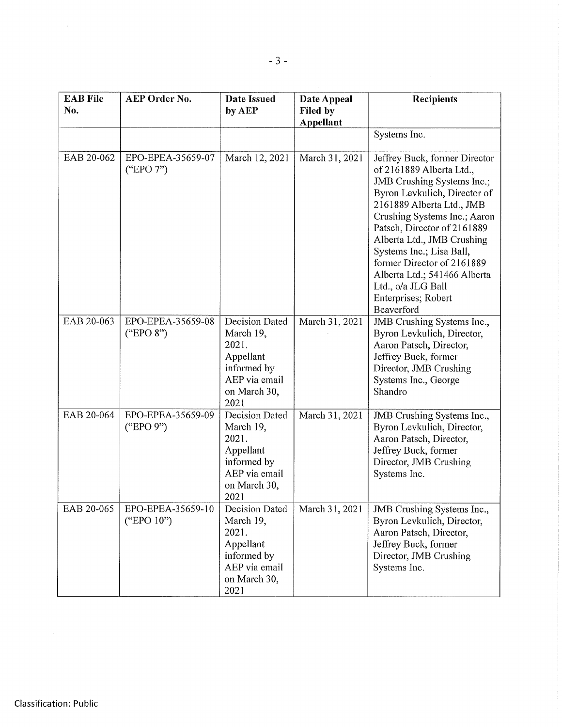| EAB File No. | AEP Order No. | Date Issued by AEP | Date Appeal Filed by Appellant | Recipients |
|---|---|---|---|---|
| | | | | Systems Inc. |
| EAB 20-062 | EPO-EPEA-35659-07 ("EPO 7") | March 12, 2021 | March 31, 2021 | Jeffrey Buck, former Director of 2161889 Alberta Ltd., JMB Crushing Systems Inc.; Byron Levkulich, Director of 2161889 Alberta Ltd., JMB Crushing Systems Inc.; Aaron Patsch, Director of 2161889 Alberta Ltd., JMB Crushing Systems Inc.; Lisa Ball, former Director of 2161889 Alberta Ltd.; 541466 Alberta Ltd., o/a JLG Ball Enterprises; Robert Beaverford |
| EAB 20-063 | EPO-EPEA-35659-08 ("EPO 8") | Decision Dated March 19, 2021. Appellant informed by AEP via email on March 30, 2021 | March 31, 2021 | JMB Crushing Systems Inc., Byron Levkulich, Director, Aaron Patsch, Director, Jeffrey Buck, former Director, JMB Crushing Systems Inc., George Shandro |
| EAB 20-064 | EPO-EPEA-35659-09 ("EPO 9") | Decision Dated March 19, 2021. Appellant informed by AEP via email on March 30, 2021 | March 31, 2021 | JMB Crushing Systems Inc., Byron Levkulich, Director, Aaron Patsch, Director, Jeffrey Buck, former Director, JMB Crushing Systems Inc. |
| EAB 20-065 | EPO-EPEA-35659-10 ("EPO 10") | Decision Dated March 19, 2021. Appellant informed by AEP via email on March 30, 2021 | March 31, 2021 | JMB Crushing Systems Inc., Byron Levkulich, Director, Aaron Patsch, Director, Jeffrey Buck, former Director, JMB Crushing Systems Inc. |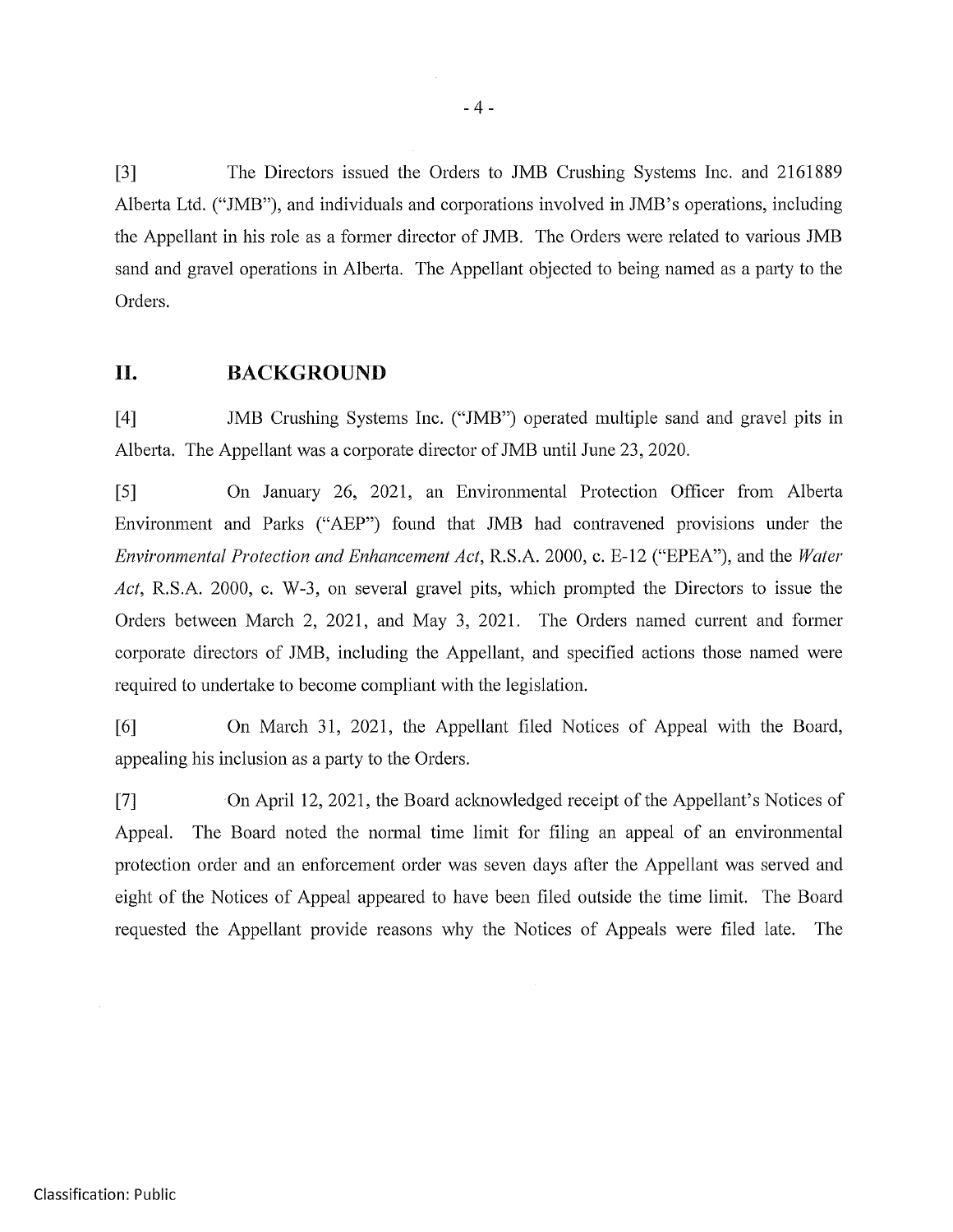[3] The Directors issued the Orders to JMB Crushing Systems Inc. and 2161889 Alberta Ltd. ("JMB"), and individuals and corporations involved in JMB's operations, including the Appellant in his role as a former director of JMB. The Orders were related to various JMB sand and gravel operations in Alberta. The Appellant objected to being named as a party to the Orders.

## II. BACKGROUND

[4] JMB Crushing Systems Inc. ("JMB") operated multiple sand and gravel pits in Alberta. The Appellant was a corporate director of JMB until June 23, 2020.

[5] On January 26, 2021, an Environmental Protection Officer from Alberta Environment and Parks ("AEP") found that JMB had contravened provisions under the *Environmental Protection and Enhancement Act*, R.S.A. 2000, c. E-12 ("EPEA"), and the *Water Act*, R.S.A. 2000, c. W-3, on several gravel pits, which prompted the Directors to issue the Orders between March 2, 2021, and May 3, 2021. The Orders named current and former corporate directors of JMB, including the Appellant, and specified actions those named were required to undertake to become compliant with the legislation.

[6] On March 31, 2021, the Appellant filed Notices of Appeal with the Board, appealing his inclusion as a party to the Orders.

[7] On April 12, 2021, the Board acknowledged receipt of the Appellant's Notices of Appeal. The Board noted the normal time limit for filing an appeal of an environmental protection order and an enforcement order was seven days after the Appellant was served and eight of the Notices of Appeal appeared to have been filed outside the time limit. The Board requested the Appellant provide reasons why the Notices of Appeals were filed late. The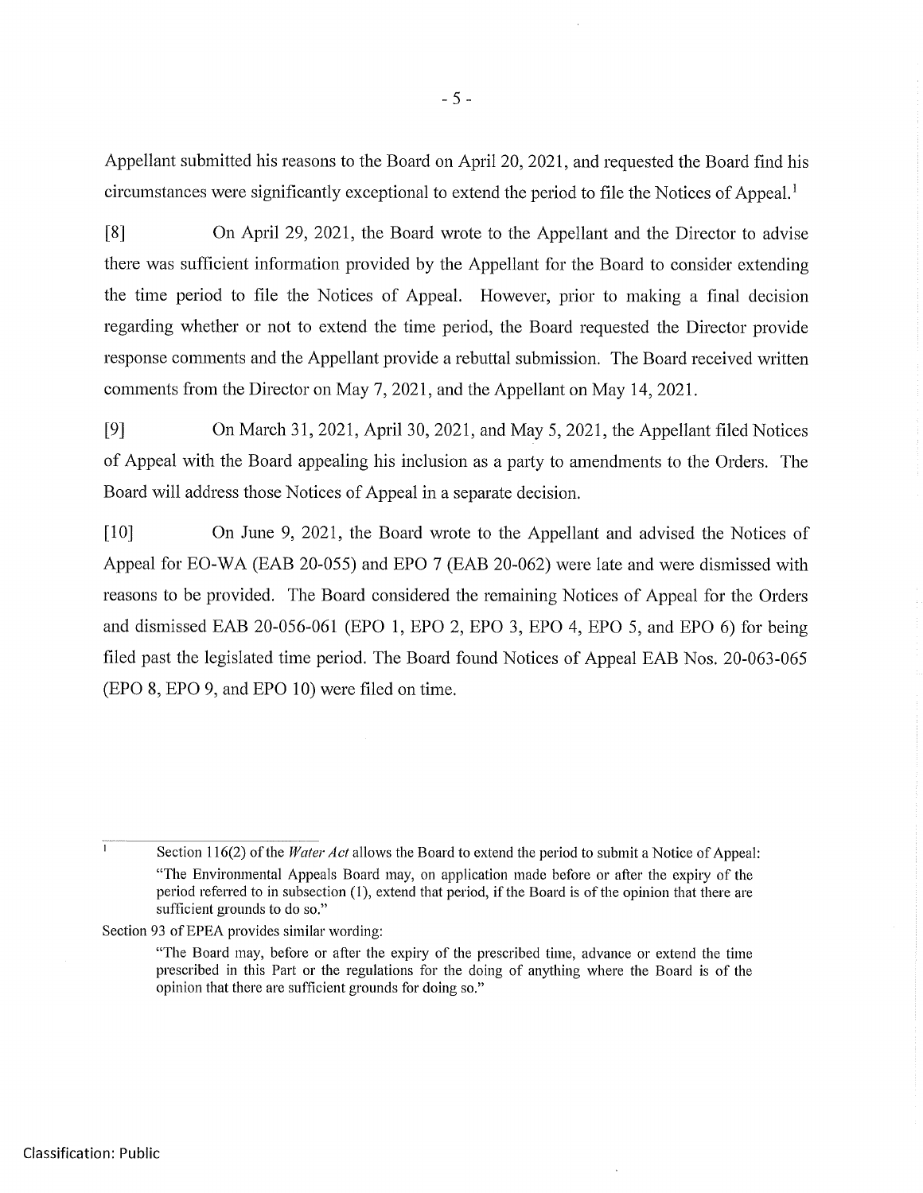Appellant submitted his reasons to the Board on April 20, 2021, and requested the Board find his circumstances were significantly exceptional to extend the period to file the Notices of Appeal.[1]

[8] On April 29, 2021, the Board wrote to the Appellant and the Director to advise there was sufficient information provided by the Appellant for the Board to consider extending the time period to file the Notices of Appeal. However, prior to making a final decision regarding whether or not to extend the time period, the Board requested the Director provide response comments and the Appellant provide a rebuttal submission. The Board received written comments from the Director on May 7, 2021, and the Appellant on May 14, 2021.

[9] On March 31, 2021, April 30, 2021, and May 5, 2021, the Appellant filed Notices of Appeal with the Board appealing his inclusion as a party to amendments to the Orders. The Board will address those Notices of Appeal in a separate decision.

[10] On June 9, 2021, the Board wrote to the Appellant and advised the Notices of Appeal for EO-WA (EAB 20-055) and EPO 7 (EAB 20-062) were late and were dismissed with reasons to be provided. The Board considered the remaining Notices of Appeal for the Orders and dismissed EAB 20-056-061 (EPO 1, EPO 2, EPO 3, EPO 4, EPO 5, and EPO 6) for being filed past the legislated time period. The Board found Notices of Appeal EAB Nos. 20-063-065 (EPO 8, EPO 9, and EPO 10) were filed on time.

---

[1] Section 116(2) of the *Water Act* allows the Board to extend the period to submit a Notice of Appeal:

> "The Environmental Appeals Board may, on application made before or after the expiry of the period referred to in subsection (1), extend that period, if the Board is of the opinion that there are sufficient grounds to do so."

Section 93 of EPEA provides similar wording:

> "The Board may, before or after the expiry of the prescribed time, advance or extend the time prescribed in this Part or the regulations for the doing of anything where the Board is of the opinion that there are sufficient grounds for doing so."

Classification: Public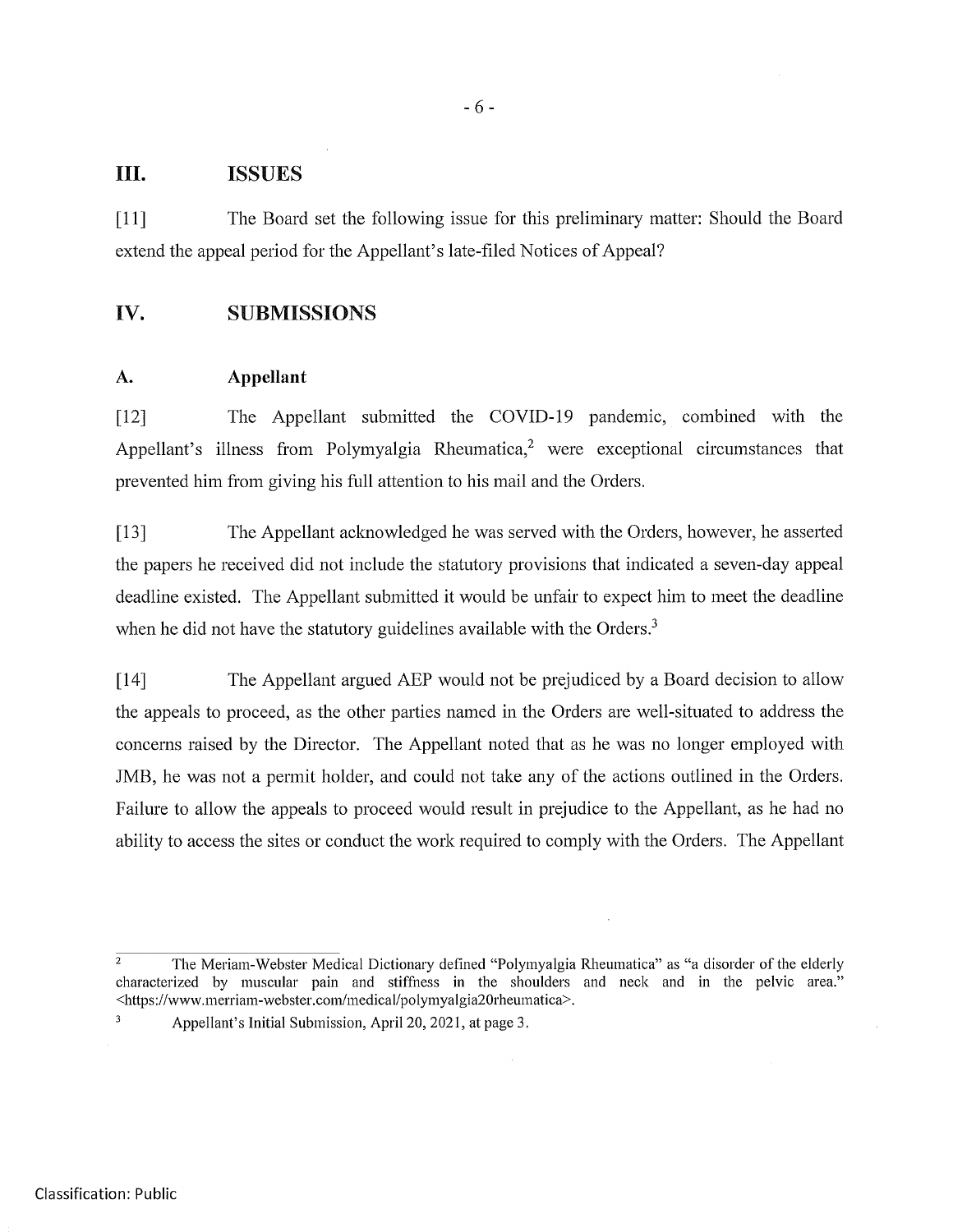## III. ISSUES

[11] The Board set the following issue for this preliminary matter: Should the Board extend the appeal period for the Appellant's late-filed Notices of Appeal?

## IV. SUBMISSIONS

### A. Appellant

[12] The Appellant submitted the COVID-19 pandemic, combined with the Appellant's illness from Polymyalgia Rheumatica,[2] were exceptional circumstances that prevented him from giving his full attention to his mail and the Orders.

[13] The Appellant acknowledged he was served with the Orders, however, he asserted the papers he received did not include the statutory provisions that indicated a seven-day appeal deadline existed. The Appellant submitted it would be unfair to expect him to meet the deadline when he did not have the statutory guidelines available with the Orders.[3]

[14] The Appellant argued AEP would not be prejudiced by a Board decision to allow the appeals to proceed, as the other parties named in the Orders are well-situated to address the concerns raised by the Director. The Appellant noted that as he was no longer employed with JMB, he was not a permit holder, and could not take any of the actions outlined in the Orders. Failure to allow the appeals to proceed would result in prejudice to the Appellant, as he had no ability to access the sites or conduct the work required to comply with the Orders. The Appellant

---

[2] The Meriam-Webster Medical Dictionary defined "Polymyalgia Rheumatica" as "a disorder of the elderly characterized by muscular pain and stiffness in the shoulders and neck and in the pelvic area." <https://www.merriam-webster.com/medical/polymyalgia20rheumatica>.

[3] Appellant's Initial Submission, April 20, 2021, at page 3.

Classification: Public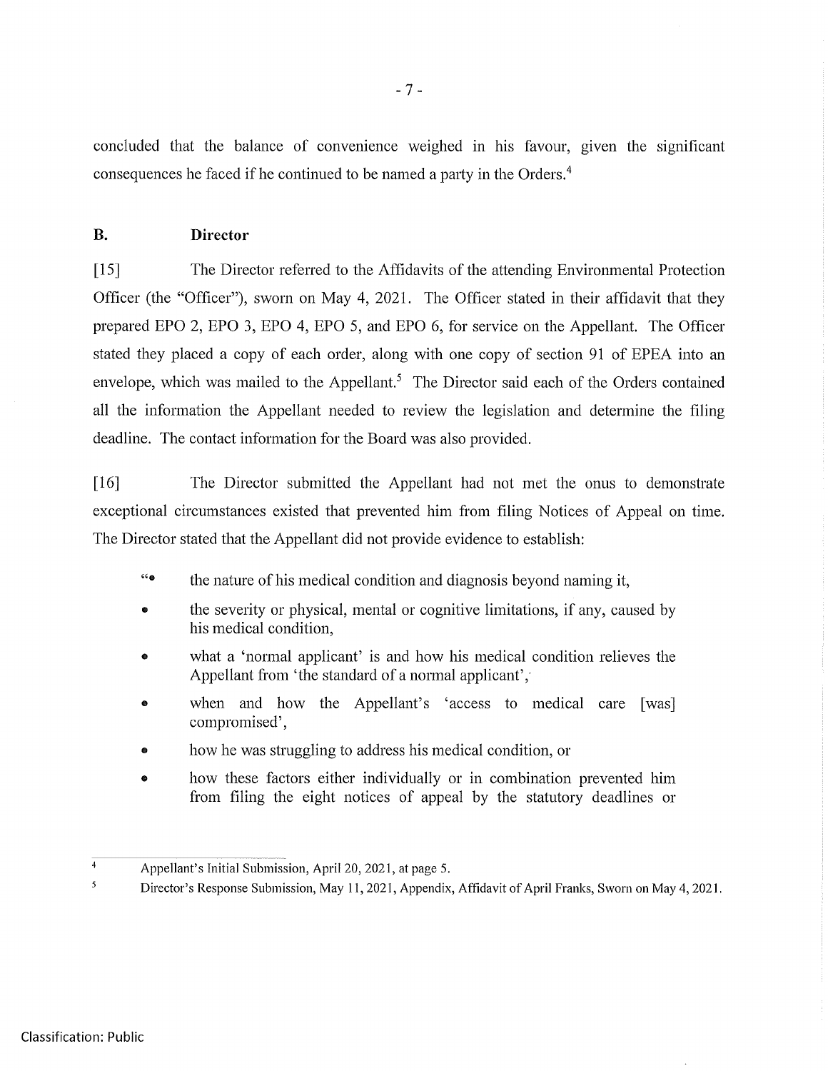concluded that the balance of convenience weighed in his favour, given the significant consequences he faced if he continued to be named a party in the Orders.[4]

### B. Director

[15] The Director referred to the Affidavits of the attending Environmental Protection Officer (the "Officer"), sworn on May 4, 2021. The Officer stated in their affidavit that they prepared EPO 2, EPO 3, EPO 4, EPO 5, and EPO 6, for service on the Appellant. The Officer stated they placed a copy of each order, along with one copy of section 91 of EPEA into an envelope, which was mailed to the Appellant.[5] The Director said each of the Orders contained all the information the Appellant needed to review the legislation and determine the filing deadline. The contact information for the Board was also provided.

[16] The Director submitted the Appellant had not met the onus to demonstrate exceptional circumstances existed that prevented him from filing Notices of Appeal on time. The Director stated that the Appellant did not provide evidence to establish:

> "• the nature of his medical condition and diagnosis beyond naming it,
>
> • the severity or physical, mental or cognitive limitations, if any, caused by his medical condition,
>
> • what a 'normal applicant' is and how his medical condition relieves the Appellant from 'the standard of a normal applicant',
>
> • when and how the Appellant's 'access to medical care [was] compromised',
>
> • how he was struggling to address his medical condition, or
>
> • how these factors either individually or in combination prevented him from filing the eight notices of appeal by the statutory deadlines or

---

[4] Appellant's Initial Submission, April 20, 2021, at page 5.

[5] Director's Response Submission, May 11, 2021, Appendix, Affidavit of April Franks, Sworn on May 4, 2021.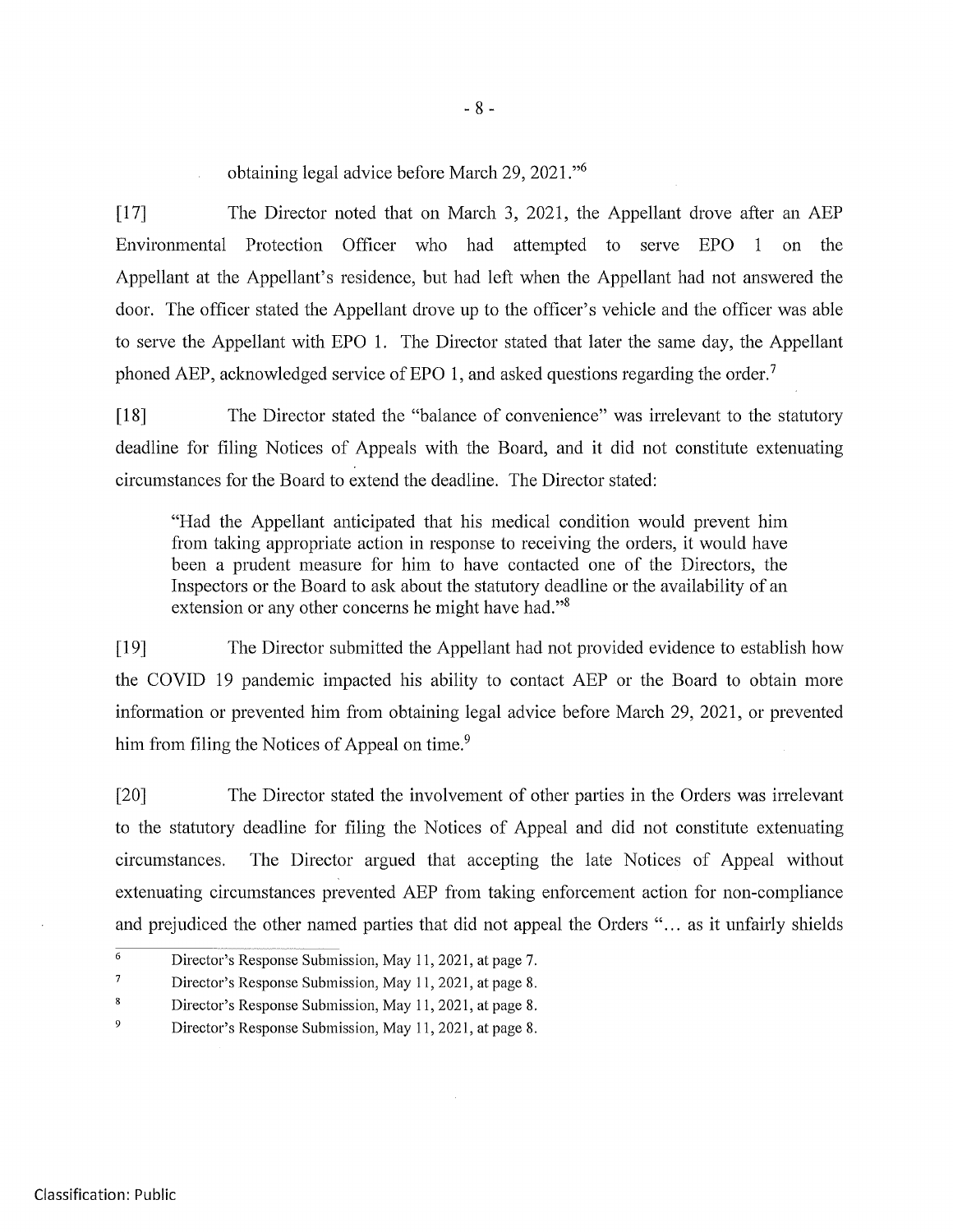obtaining legal advice before March 29, 2021."[6]

[17] The Director noted that on March 3, 2021, the Appellant drove after an AEP Environmental Protection Officer who had attempted to serve EPO 1 on the Appellant at the Appellant's residence, but had left when the Appellant had not answered the door. The officer stated the Appellant drove up to the officer's vehicle and the officer was able to serve the Appellant with EPO 1. The Director stated that later the same day, the Appellant phoned AEP, acknowledged service of EPO 1, and asked questions regarding the order.[7]

[18] The Director stated the "balance of convenience" was irrelevant to the statutory deadline for filing Notices of Appeals with the Board, and it did not constitute extenuating circumstances for the Board to extend the deadline. The Director stated:

> "Had the Appellant anticipated that his medical condition would prevent him from taking appropriate action in response to receiving the orders, it would have been a prudent measure for him to have contacted one of the Directors, the Inspectors or the Board to ask about the statutory deadline or the availability of an extension or any other concerns he might have had."[8]

[19] The Director submitted the Appellant had not provided evidence to establish how the COVID 19 pandemic impacted his ability to contact AEP or the Board to obtain more information or prevented him from obtaining legal advice before March 29, 2021, or prevented him from filing the Notices of Appeal on time.[9]

[20] The Director stated the involvement of other parties in the Orders was irrelevant to the statutory deadline for filing the Notices of Appeal and did not constitute extenuating circumstances. The Director argued that accepting the late Notices of Appeal without extenuating circumstances prevented AEP from taking enforcement action for non-compliance and prejudiced the other named parties that did not appeal the Orders "... as it unfairly shields

---

[6] Director's Response Submission, May 11, 2021, at page 7.

[7] Director's Response Submission, May 11, 2021, at page 8.

[8] Director's Response Submission, May 11, 2021, at page 8.

[9] Director's Response Submission, May 11, 2021, at page 8.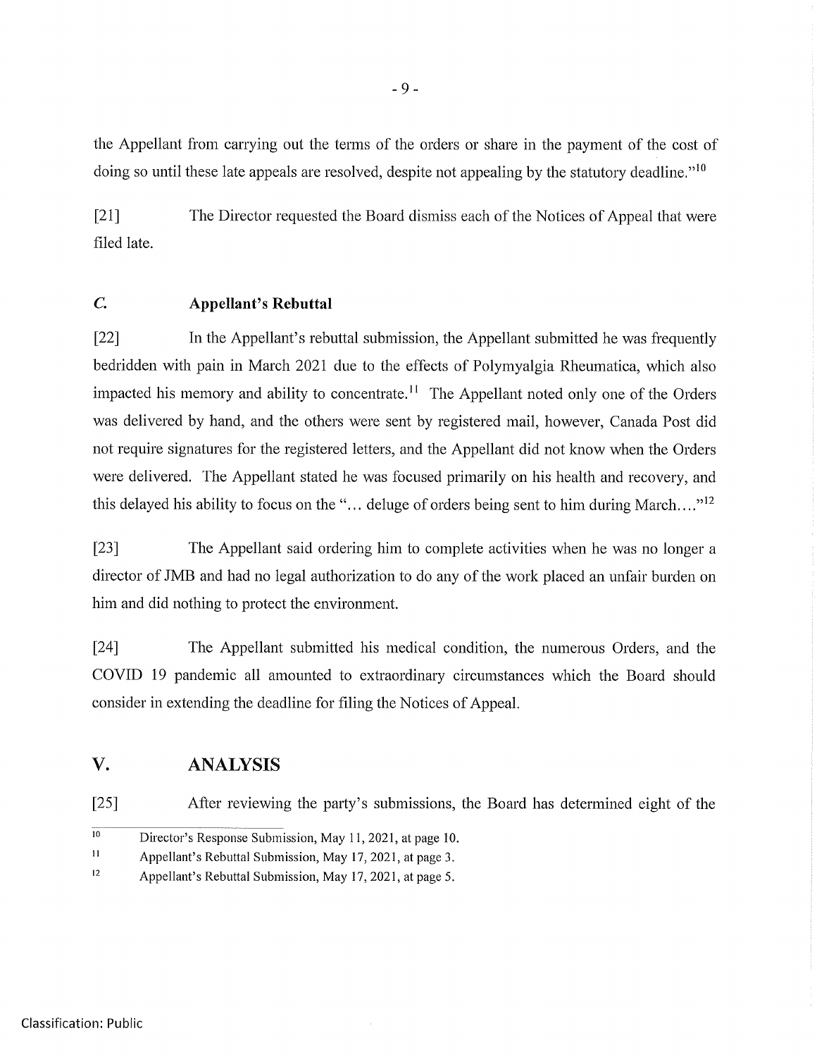the Appellant from carrying out the terms of the orders or share in the payment of the cost of doing so until these late appeals are resolved, despite not appealing by the statutory deadline."[10]

[21] The Director requested the Board dismiss each of the Notices of Appeal that were filed late.

### *C.* Appellant's Rebuttal

[22] In the Appellant's rebuttal submission, the Appellant submitted he was frequently bedridden with pain in March 2021 due to the effects of Polymyalgia Rheumatica, which also impacted his memory and ability to concentrate.[11] The Appellant noted only one of the Orders was delivered by hand, and the others were sent by registered mail, however, Canada Post did not require signatures for the registered letters, and the Appellant did not know when the Orders were delivered. The Appellant stated he was focused primarily on his health and recovery, and this delayed his ability to focus on the "... deluge of orders being sent to him during March...."[12]

[23] The Appellant said ordering him to complete activities when he was no longer a director of JMB and had no legal authorization to do any of the work placed an unfair burden on him and did nothing to protect the environment.

[24] The Appellant submitted his medical condition, the numerous Orders, and the COVID 19 pandemic all amounted to extraordinary circumstances which the Board should consider in extending the deadline for filing the Notices of Appeal.

## V. ANALYSIS

[25] After reviewing the party's submissions, the Board has determined eight of the

---

[10] Director's Response Submission, May 11, 2021, at page 10.

[11] Appellant's Rebuttal Submission, May 17, 2021, at page 3.

[12] Appellant's Rebuttal Submission, May 17, 2021, at page 5.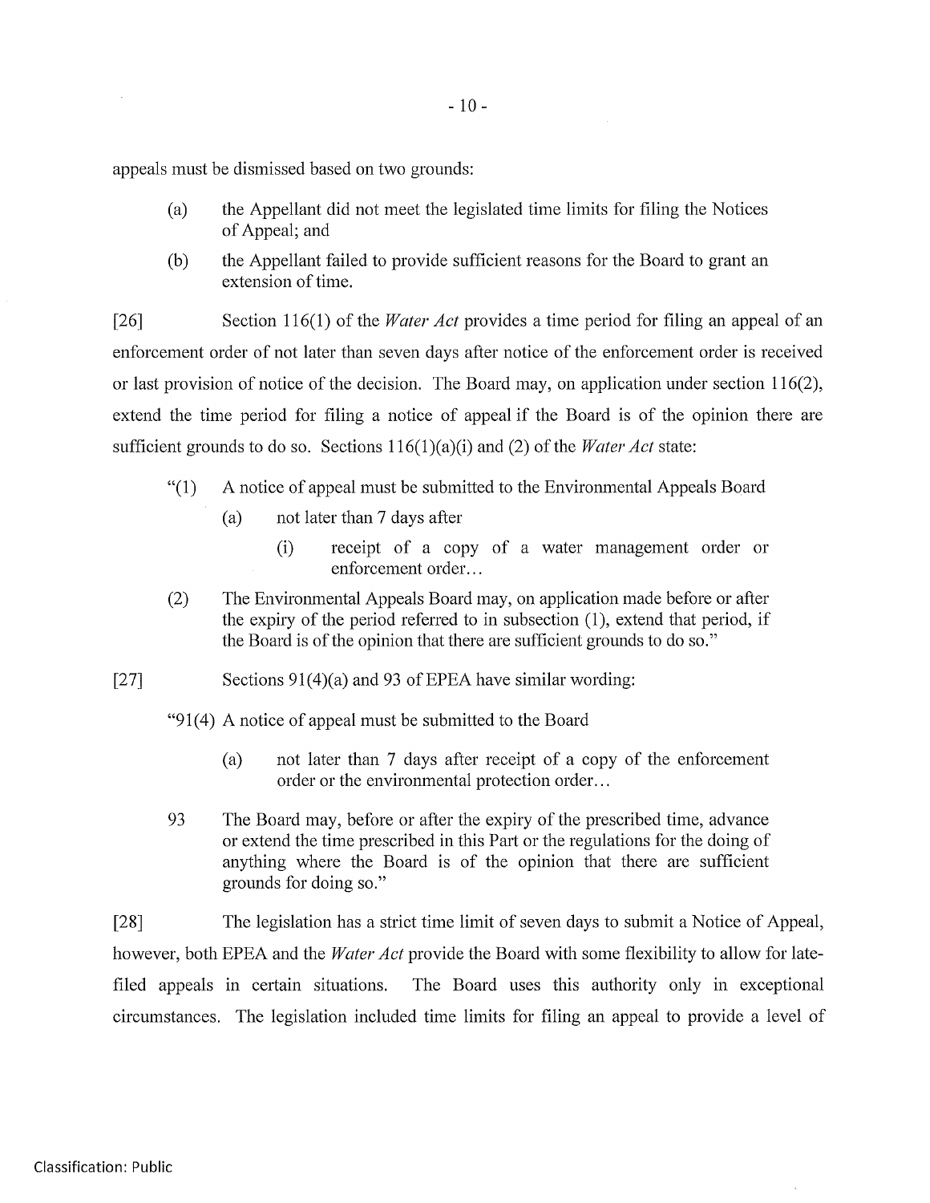appeals must be dismissed based on two grounds:

> (a) the Appellant did not meet the legislated time limits for filing the Notices of Appeal; and
>
> (b) the Appellant failed to provide sufficient reasons for the Board to grant an extension of time.

[26] Section 116(1) of the *Water Act* provides a time period for filing an appeal of an enforcement order of not later than seven days after notice of the enforcement order is received or last provision of notice of the decision. The Board may, on application under section 116(2), extend the time period for filing a notice of appeal if the Board is of the opinion there are sufficient grounds to do so. Sections 116(1)(a)(i) and (2) of the *Water Act* state:

> "(1) A notice of appeal must be submitted to the Environmental Appeals Board
>
> > (a) not later than 7 days after
> >
> > > (i) receipt of a copy of a water management order or enforcement order…
>
> (2) The Environmental Appeals Board may, on application made before or after the expiry of the period referred to in subsection (1), extend that period, if the Board is of the opinion that there are sufficient grounds to do so."

[27] Sections 91(4)(a) and 93 of EPEA have similar wording:

> "91(4) A notice of appeal must be submitted to the Board
>
> > (a) not later than 7 days after receipt of a copy of the enforcement order or the environmental protection order…
>
> 93 The Board may, before or after the expiry of the prescribed time, advance or extend the time prescribed in this Part or the regulations for the doing of anything where the Board is of the opinion that there are sufficient grounds for doing so."

[28] The legislation has a strict time limit of seven days to submit a Notice of Appeal, however, both EPEA and the *Water Act* provide the Board with some flexibility to allow for late-filed appeals in certain situations. The Board uses this authority only in exceptional circumstances. The legislation included time limits for filing an appeal to provide a level of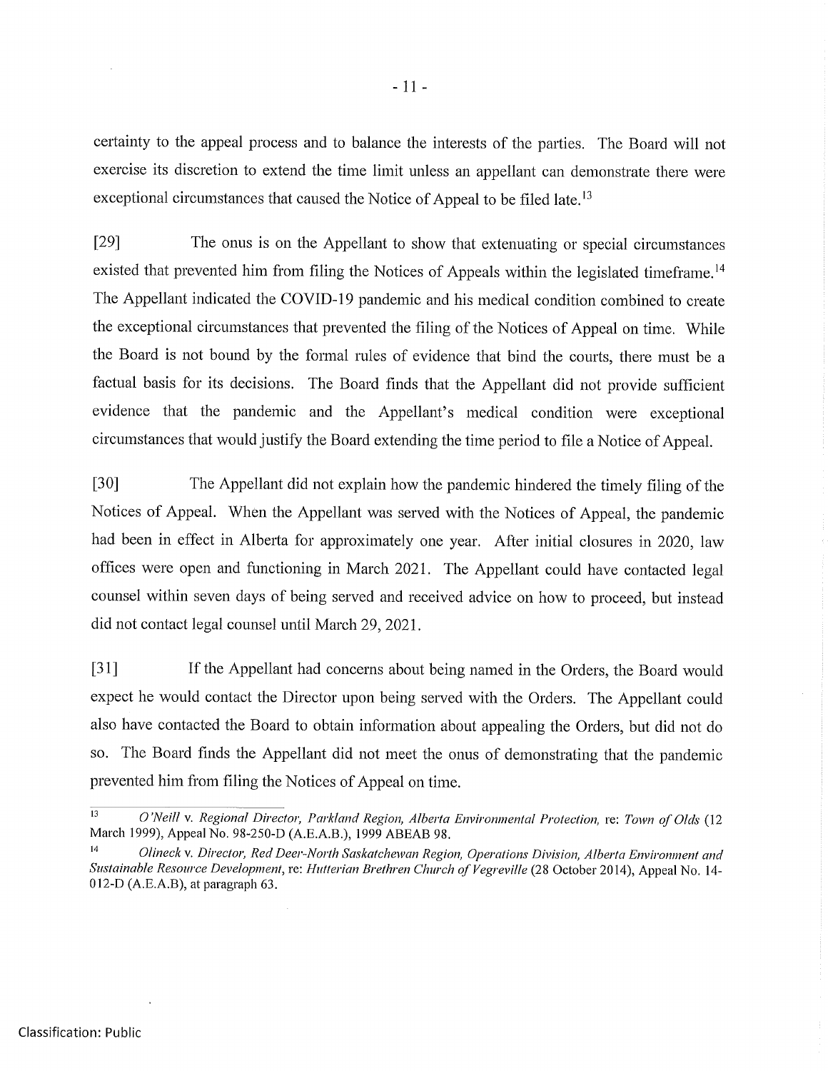certainty to the appeal process and to balance the interests of the parties. The Board will not exercise its discretion to extend the time limit unless an appellant can demonstrate there were exceptional circumstances that caused the Notice of Appeal to be filed late.[13]

[29] The onus is on the Appellant to show that extenuating or special circumstances existed that prevented him from filing the Notices of Appeals within the legislated timeframe.[14] The Appellant indicated the COVID-19 pandemic and his medical condition combined to create the exceptional circumstances that prevented the filing of the Notices of Appeal on time. While the Board is not bound by the formal rules of evidence that bind the courts, there must be a factual basis for its decisions. The Board finds that the Appellant did not provide sufficient evidence that the pandemic and the Appellant's medical condition were exceptional circumstances that would justify the Board extending the time period to file a Notice of Appeal.

[30] The Appellant did not explain how the pandemic hindered the timely filing of the Notices of Appeal. When the Appellant was served with the Notices of Appeal, the pandemic had been in effect in Alberta for approximately one year. After initial closures in 2020, law offices were open and functioning in March 2021. The Appellant could have contacted legal counsel within seven days of being served and received advice on how to proceed, but instead did not contact legal counsel until March 29, 2021.

[31] If the Appellant had concerns about being named in the Orders, the Board would expect he would contact the Director upon being served with the Orders. The Appellant could also have contacted the Board to obtain information about appealing the Orders, but did not do so. The Board finds the Appellant did not meet the onus of demonstrating that the pandemic prevented him from filing the Notices of Appeal on time.

---

[13] *O'Neill* v. *Regional Director, Parkland Region, Alberta Environmental Protection*, re: *Town of Olds* (12 March 1999), Appeal No. 98-250-D (A.E.A.B.), 1999 ABEAB 98.

[14] *Olineck* v. *Director, Red Deer-North Saskatchewan Region, Operations Division, Alberta Environment and Sustainable Resource Development*, re: *Hutterian Brethren Church of Vegreville* (28 October 2014), Appeal No. 14-012-D (A.E.A.B), at paragraph 63.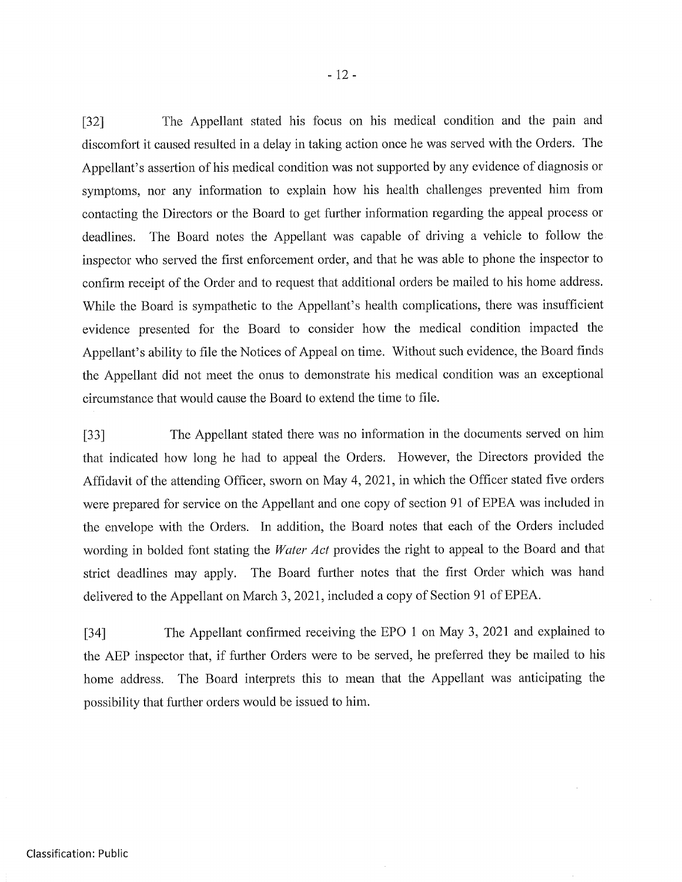[32] The Appellant stated his focus on his medical condition and the pain and discomfort it caused resulted in a delay in taking action once he was served with the Orders. The Appellant's assertion of his medical condition was not supported by any evidence of diagnosis or symptoms, nor any information to explain how his health challenges prevented him from contacting the Directors or the Board to get further information regarding the appeal process or deadlines. The Board notes the Appellant was capable of driving a vehicle to follow the inspector who served the first enforcement order, and that he was able to phone the inspector to confirm receipt of the Order and to request that additional orders be mailed to his home address. While the Board is sympathetic to the Appellant's health complications, there was insufficient evidence presented for the Board to consider how the medical condition impacted the Appellant's ability to file the Notices of Appeal on time. Without such evidence, the Board finds the Appellant did not meet the onus to demonstrate his medical condition was an exceptional circumstance that would cause the Board to extend the time to file.

[33] The Appellant stated there was no information in the documents served on him that indicated how long he had to appeal the Orders. However, the Directors provided the Affidavit of the attending Officer, sworn on May 4, 2021, in which the Officer stated five orders were prepared for service on the Appellant and one copy of section 91 of EPEA was included in the envelope with the Orders. In addition, the Board notes that each of the Orders included wording in bolded font stating the *Water Act* provides the right to appeal to the Board and that strict deadlines may apply. The Board further notes that the first Order which was hand delivered to the Appellant on March 3, 2021, included a copy of Section 91 of EPEA.

[34] The Appellant confirmed receiving the EPO 1 on May 3, 2021 and explained to the AEP inspector that, if further Orders were to be served, he preferred they be mailed to his home address. The Board interprets this to mean that the Appellant was anticipating the possibility that further orders would be issued to him.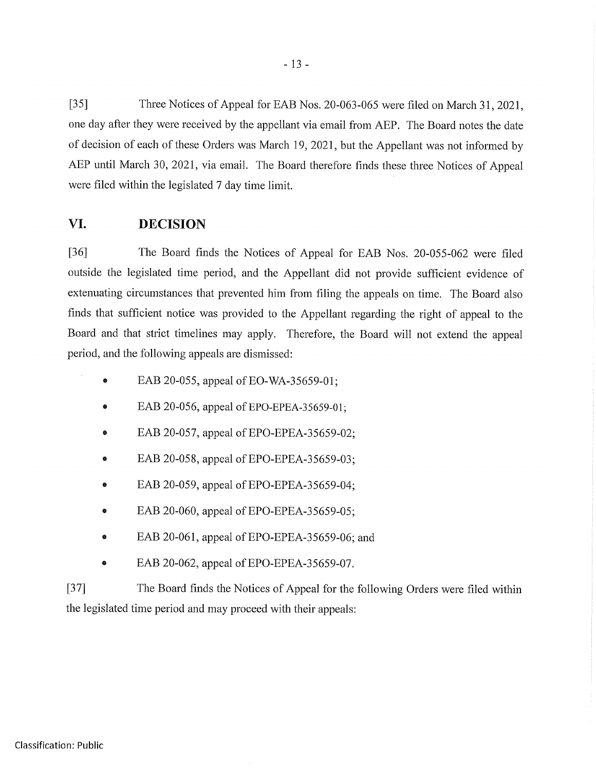[35] Three Notices of Appeal for EAB Nos. 20-063-065 were filed on March 31, 2021, one day after they were received by the appellant via email from AEP. The Board notes the date of decision of each of these Orders was March 19, 2021, but the Appellant was not informed by AEP until March 30, 2021, via email. The Board therefore finds these three Notices of Appeal were filed within the legislated 7 day time limit.

## VI. DECISION

[36] The Board finds the Notices of Appeal for EAB Nos. 20-055-062 were filed outside the legislated time period, and the Appellant did not provide sufficient evidence of extenuating circumstances that prevented him from filing the appeals on time. The Board also finds that sufficient notice was provided to the Appellant regarding the right of appeal to the Board and that strict timelines may apply. Therefore, the Board will not extend the appeal period, and the following appeals are dismissed:

- EAB 20-055, appeal of EO-WA-35659-01;
- EAB 20-056, appeal of EPO-EPEA-35659-01;
- EAB 20-057, appeal of EPO-EPEA-35659-02;
- EAB 20-058, appeal of EPO-EPEA-35659-03;
- EAB 20-059, appeal of EPO-EPEA-35659-04;
- EAB 20-060, appeal of EPO-EPEA-35659-05;
- EAB 20-061, appeal of EPO-EPEA-35659-06; and
- EAB 20-062, appeal of EPO-EPEA-35659-07.

[37] The Board finds the Notices of Appeal for the following Orders were filed within the legislated time period and may proceed with their appeals:

Classification: Public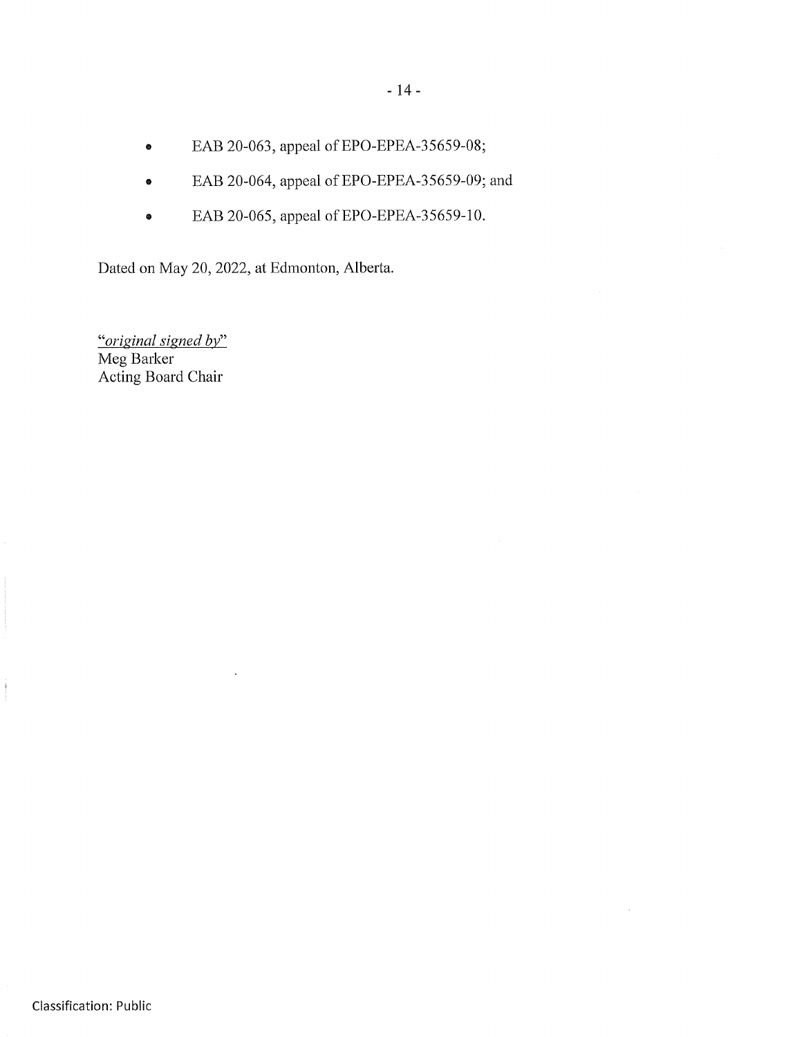- EAB 20-063, appeal of EPO-EPEA-35659-08;
- EAB 20-064, appeal of EPO-EPEA-35659-09; and
- EAB 20-065, appeal of EPO-EPEA-35659-10.

Dated on May 20, 2022, at Edmonton, Alberta.

"*original signed by*"
Meg Barker
Acting Board Chair

Classification: Public